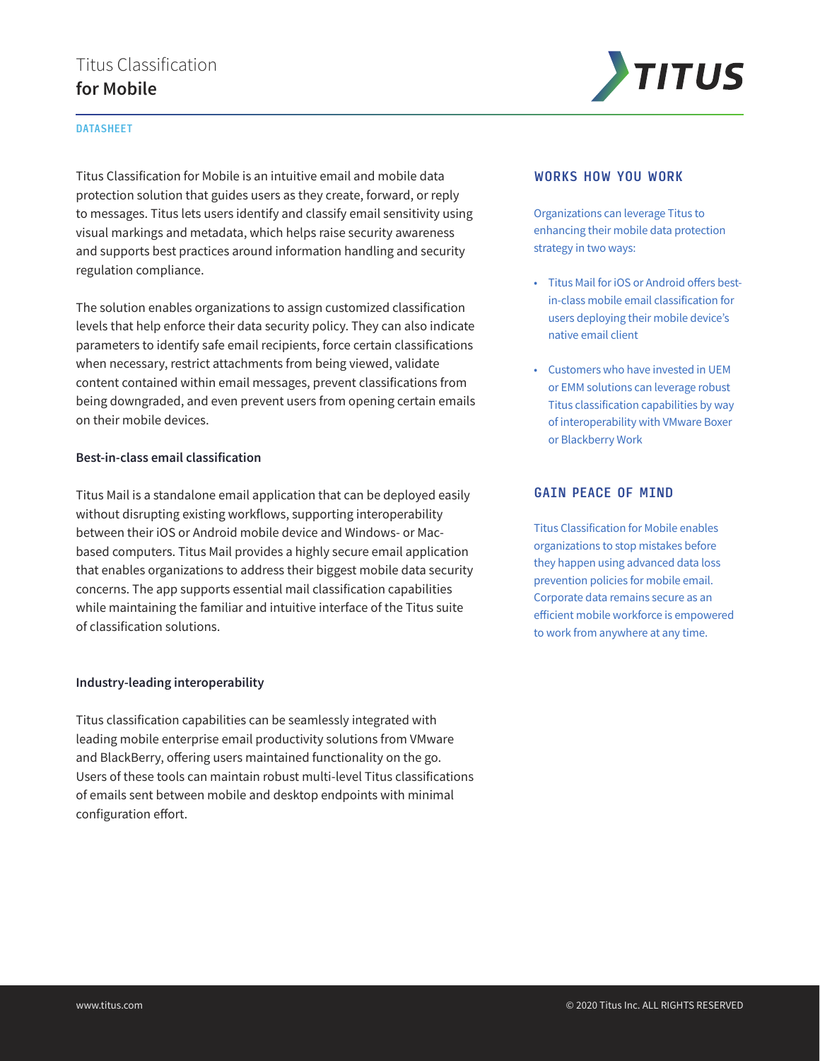# Titus Classification **for Mobile**

DATASHEET

Titus Classification for Mobile is an intuitive email and mobile data protection solution that guides users as they create, forward, or reply to messages. Titus lets users identify and classify email sensitivity using visual markings and metadata, which helps raise security awareness and supports best practices around information handling and security regulation compliance.

The solution enables organizations to assign customized classification levels that help enforce their data security policy. They can also indicate parameters to identify safe email recipients, force certain classifications when necessary, restrict attachments from being viewed, validate content contained within email messages, prevent classifications from being downgraded, and even prevent users from opening certain emails on their mobile devices.

### Best-in-class email classification

Titus Mail is a standalone email application that can be deployed easily without disrupting existing workflows, supporting interoperability between their iOS or Android mobile device and Windows- or Mac-based computers. Titus Mail provides a highly secure email application that enables organizations to address their biggest mobile data security concerns. The app supports essential mail classification capabilities while maintaining the familiar and intuitive interface of the Titus suite of classification solutions.

### Industry-leading interoperability

Titus classification capabilities can be seamlessly integrated with leading mobile enterprise email productivity solutions from VMware and BlackBerry, offering users maintained functionality on the go. Users of these tools can maintain robust multi-level Titus classifications of emails sent between mobile and desktop endpoints with minimal configuration effort.

## WORKS HOW YOU WORK

Organizations can leverage Titus to enhancing their mobile data protection strategy in two ways:

- Titus Mail for iOS or Android offers best-in-class mobile email classification for users deploying their mobile device's native email client
- Customers who have invested in UEM or EMM solutions can leverage robust Titus classification capabilities by way of interoperability with VMware Boxer or Blackberry Work

## GAIN PEACE OF MIND

Titus Classification for Mobile enables organizations to stop mistakes before they happen using advanced data loss prevention policies for mobile email. Corporate data remains secure as an efficient mobile workforce is empowered to work from anywhere at any time.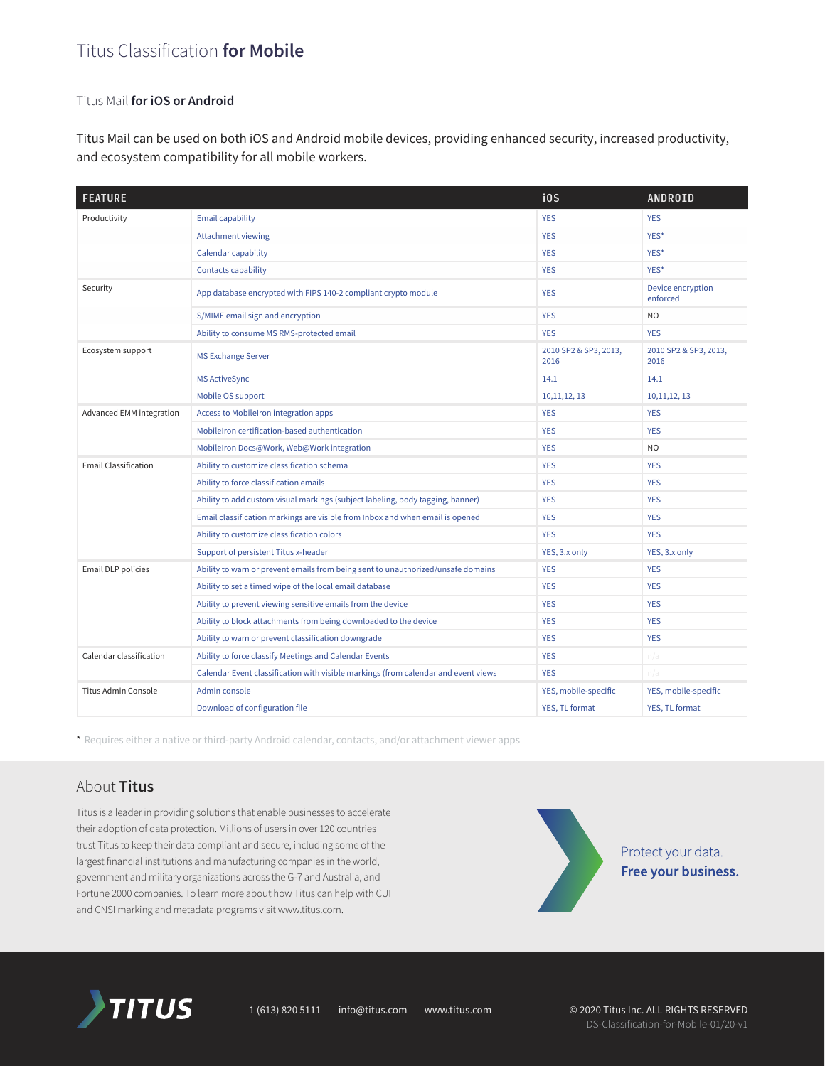# Titus Classification **for Mobile**

## Titus Mail **for iOS or Android**

Titus Mail can be used on both iOS and Android mobile devices, providing enhanced security, increased productivity, and ecosystem compatibility for all mobile workers.

| FEATURE | | iOS | ANDROID |
|---|---|---|---|
| Productivity | Email capability | YES | YES |
| | Attachment viewing | YES | YES* |
| | Calendar capability | YES | YES* |
| | Contacts capability | YES | YES* |
| Security | App database encrypted with FIPS 140-2 compliant crypto module | YES | Device encryption enforced |
| | S/MIME email sign and encryption | YES | NO |
| | Ability to consume MS RMS-protected email | YES | YES |
| Ecosystem support | MS Exchange Server | 2010 SP2 & SP3, 2013, 2016 | 2010 SP2 & SP3, 2013, 2016 |
| | MS ActiveSync | 14.1 | 14.1 |
| | Mobile OS support | 10,11,12, 13 | 10,11,12, 13 |
| Advanced EMM integration | Access to MobileIron integration apps | YES | YES |
| | MobileIron certification-based authentication | YES | YES |
| | MobileIron Docs@Work, Web@Work integration | YES | NO |
| Email Classification | Ability to customize classification schema | YES | YES |
| | Ability to force classification emails | YES | YES |
| | Ability to add custom visual markings (subject labeling, body tagging, banner) | YES | YES |
| | Email classification markings are visible from Inbox and when email is opened | YES | YES |
| | Ability to customize classification colors | YES | YES |
| | Support of persistent Titus x-header | YES, 3.x only | YES, 3.x only |
| Email DLP policies | Ability to warn or prevent emails from being sent to unauthorized/unsafe domains | YES | YES |
| | Ability to set a timed wipe of the local email database | YES | YES |
| | Ability to prevent viewing sensitive emails from the device | YES | YES |
| | Ability to block attachments from being downloaded to the device | YES | YES |
| | Ability to warn or prevent classification downgrade | YES | YES |
| Calendar classification | Ability to force classify Meetings and Calendar Events | YES | n/a |
| | Calendar Event classification with visible markings (from calendar and event views | YES | n/a |
| Titus Admin Console | Admin console | YES, mobile-specific | YES, mobile-specific |
| | Download of configuration file | YES, TL format | YES, TL format |

* Requires either a native or third-party Android calendar, contacts, and/or attachment viewer apps

## About **Titus**

Titus is a leader in providing solutions that enable businesses to accelerate their adoption of data protection. Millions of users in over 120 countries trust Titus to keep their data compliant and secure, including some of the largest financial institutions and manufacturing companies in the world, government and military organizations across the G-7 and Australia, and Fortune 2000 companies. To learn more about how Titus can help with CUI and CNSI marking and metadata programs visit www.titus.com.

Protect your data.
**Free your business.**

TITUS

1 (613) 820 5111    info@titus.com    www.titus.com

© 2020 Titus Inc. ALL RIGHTS RESERVED
DS-Classification-for-Mobile-01/20-v1